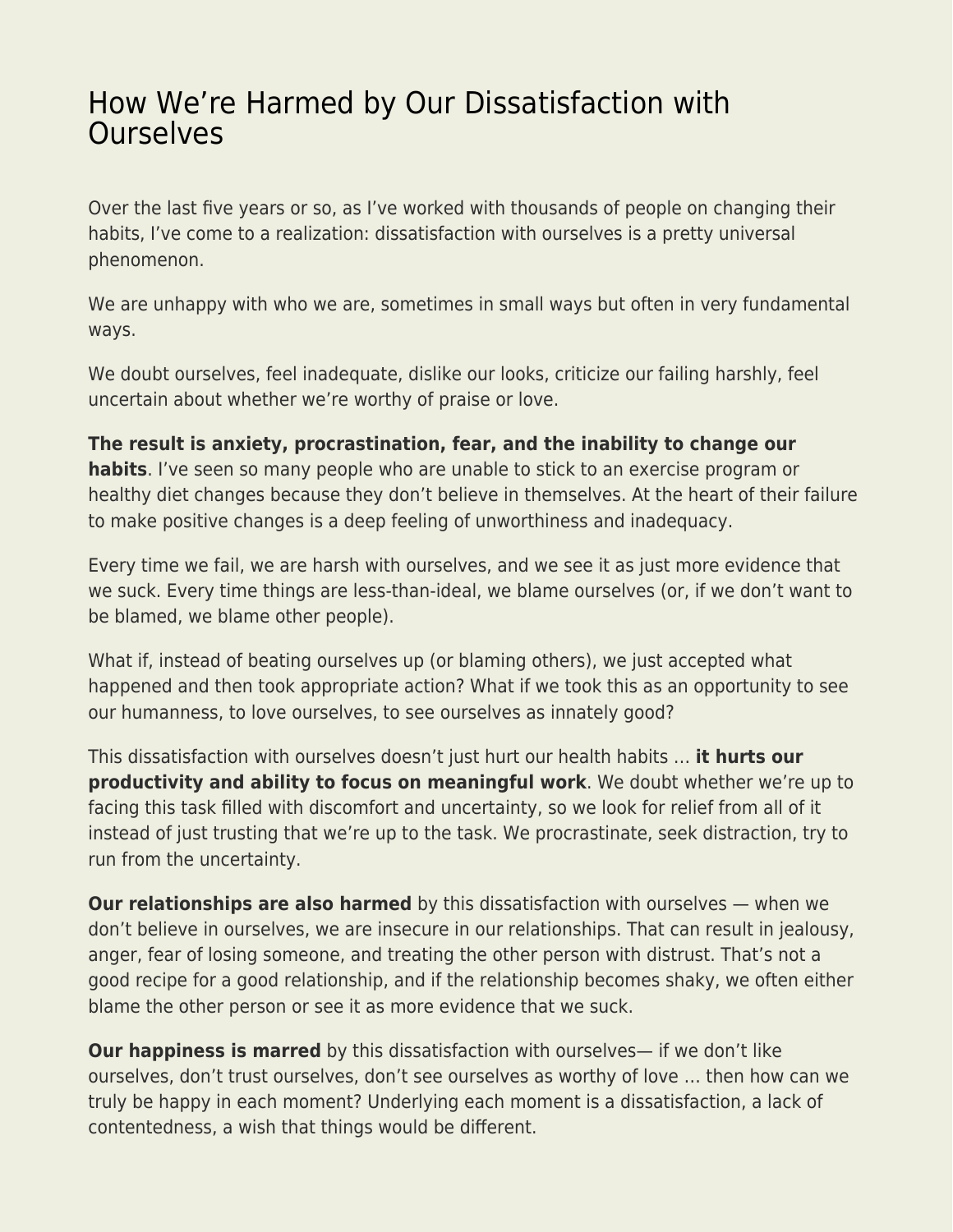# How We're Harmed by Our Dissatisfaction with Ourselves

Over the last five years or so, as I've worked with thousands of people on changing their habits, I've come to a realization: dissatisfaction with ourselves is a pretty universal phenomenon.

We are unhappy with who we are, sometimes in small ways but often in very fundamental ways.

We doubt ourselves, feel inadequate, dislike our looks, criticize our failing harshly, feel uncertain about whether we're worthy of praise or love.

**The result is anxiety, procrastination, fear, and the inability to change our habits**. I've seen so many people who are unable to stick to an exercise program or healthy diet changes because they don't believe in themselves. At the heart of their failure to make positive changes is a deep feeling of unworthiness and inadequacy.

Every time we fail, we are harsh with ourselves, and we see it as just more evidence that we suck. Every time things are less-than-ideal, we blame ourselves (or, if we don't want to be blamed, we blame other people).

What if, instead of beating ourselves up (or blaming others), we just accepted what happened and then took appropriate action? What if we took this as an opportunity to see our humanness, to love ourselves, to see ourselves as innately good?

This dissatisfaction with ourselves doesn't just hurt our health habits … **it hurts our productivity and ability to focus on meaningful work**. We doubt whether we're up to facing this task filled with discomfort and uncertainty, so we look for relief from all of it instead of just trusting that we're up to the task. We procrastinate, seek distraction, try to run from the uncertainty.

**Our relationships are also harmed** by this dissatisfaction with ourselves — when we don't believe in ourselves, we are insecure in our relationships. That can result in jealousy, anger, fear of losing someone, and treating the other person with distrust. That's not a good recipe for a good relationship, and if the relationship becomes shaky, we often either blame the other person or see it as more evidence that we suck.

**Our happiness is marred** by this dissatisfaction with ourselves— if we don't like ourselves, don't trust ourselves, don't see ourselves as worthy of love … then how can we truly be happy in each moment? Underlying each moment is a dissatisfaction, a lack of contentedness, a wish that things would be different.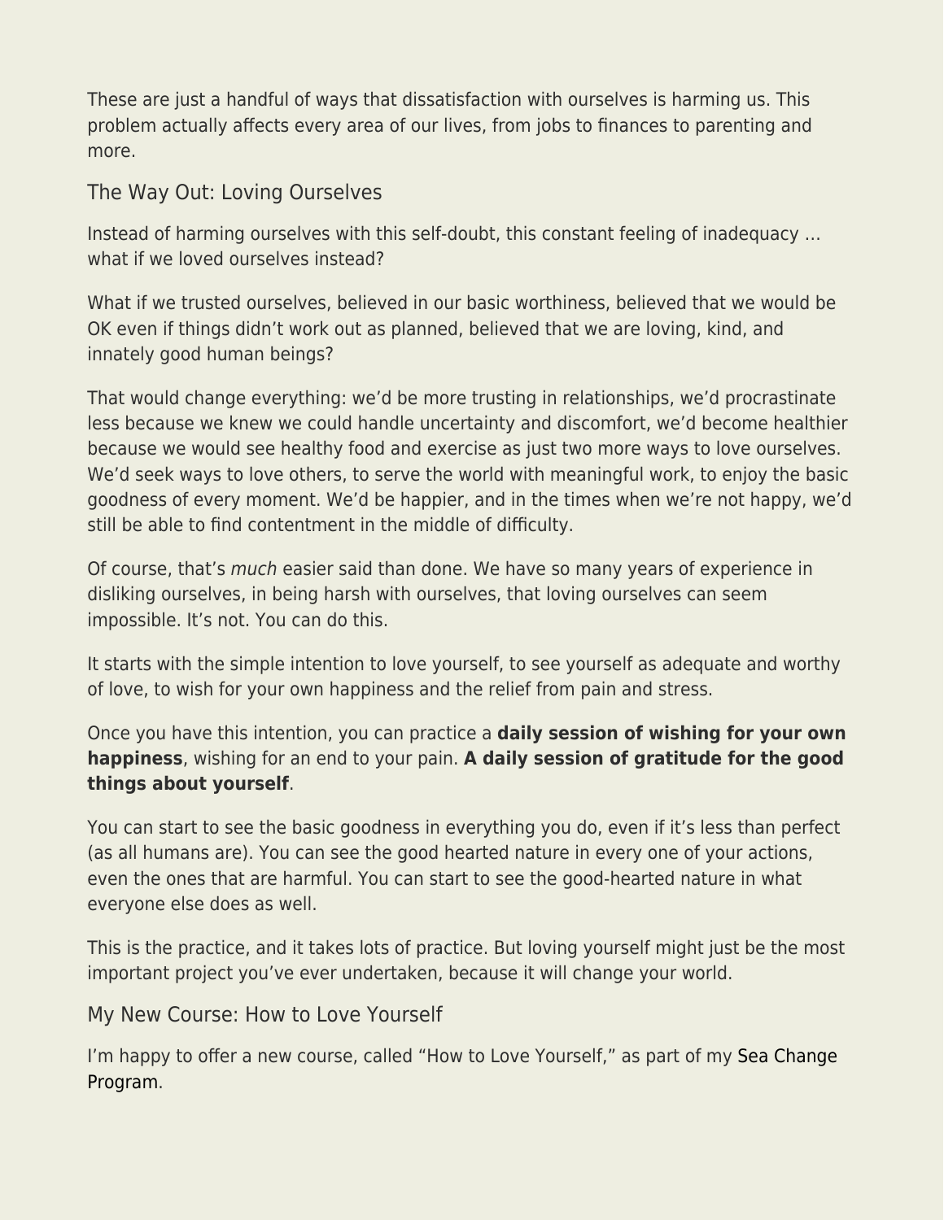These are just a handful of ways that dissatisfaction with ourselves is harming us. This problem actually affects every area of our lives, from jobs to finances to parenting and more.

## The Way Out: Loving Ourselves

Instead of harming ourselves with this self-doubt, this constant feeling of inadequacy … what if we loved ourselves instead?

What if we trusted ourselves, believed in our basic worthiness, believed that we would be OK even if things didn't work out as planned, believed that we are loving, kind, and innately good human beings?

That would change everything: we'd be more trusting in relationships, we'd procrastinate less because we knew we could handle uncertainty and discomfort, we'd become healthier because we would see healthy food and exercise as just two more ways to love ourselves. We'd seek ways to love others, to serve the world with meaningful work, to enjoy the basic goodness of every moment. We'd be happier, and in the times when we're not happy, we'd still be able to find contentment in the middle of difficulty.

Of course, that's *much* easier said than done. We have so many years of experience in disliking ourselves, in being harsh with ourselves, that loving ourselves can seem impossible. It's not. You can do this.

It starts with the simple intention to love yourself, to see yourself as adequate and worthy of love, to wish for your own happiness and the relief from pain and stress.

Once you have this intention, you can practice a **daily session of wishing for your own happiness**, wishing for an end to your pain. **A daily session of gratitude for the good things about yourself**.

You can start to see the basic goodness in everything you do, even if it's less than perfect (as all humans are). You can see the good hearted nature in every one of your actions, even the ones that are harmful. You can start to see the good-hearted nature in what everyone else does as well.

This is the practice, and it takes lots of practice. But loving yourself might just be the most important project you've ever undertaken, because it will change your world.

## My New Course: How to Love Yourself

I'm happy to offer a new course, called "How to Love Yourself," as part of my Sea Change Program.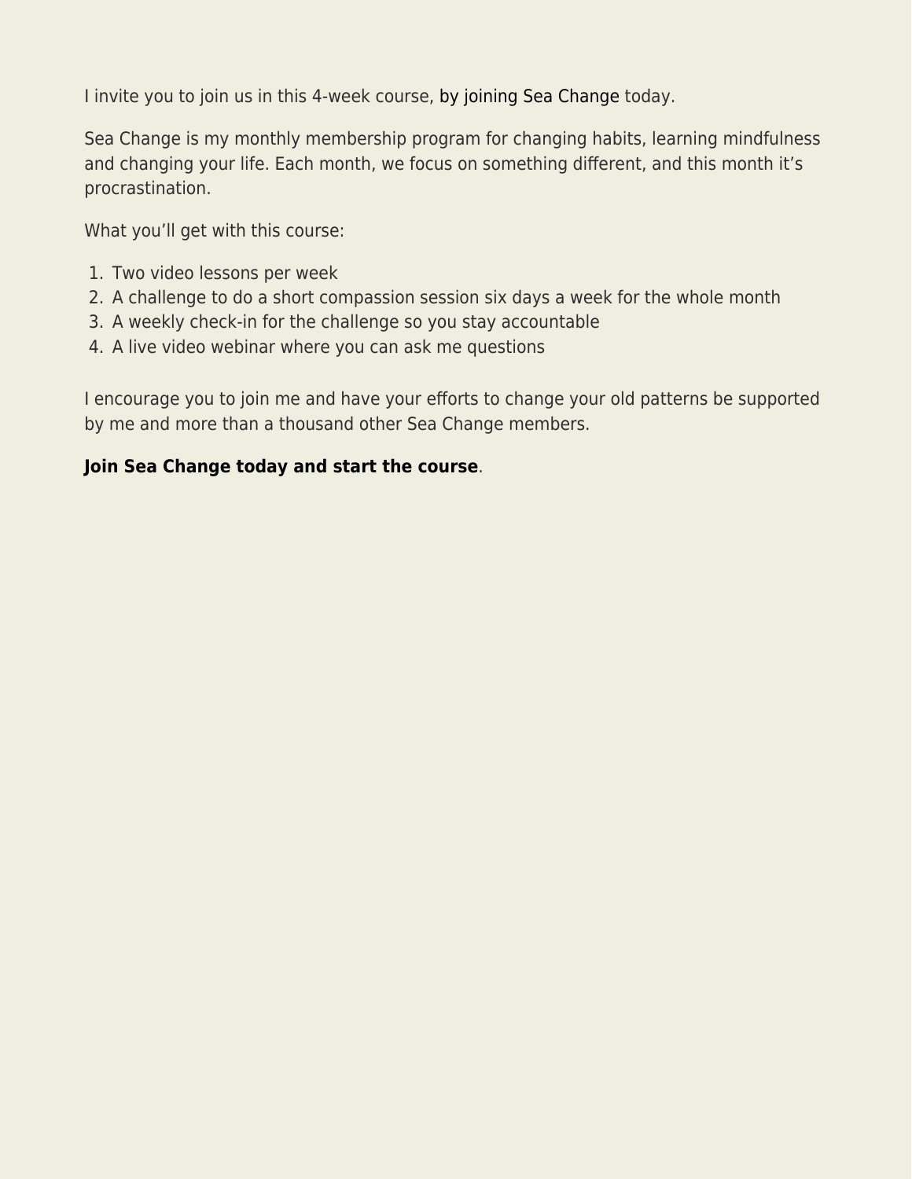I invite you to join us in this 4-week course, by joining Sea Change today.

Sea Change is my monthly membership program for changing habits, learning mindfulness and changing your life. Each month, we focus on something different, and this month it's procrastination.

What you'll get with this course:

1. Two video lessons per week
2. A challenge to do a short compassion session six days a week for the whole month
3. A weekly check-in for the challenge so you stay accountable
4. A live video webinar where you can ask me questions

I encourage you to join me and have your efforts to change your old patterns be supported by me and more than a thousand other Sea Change members.

**Join Sea Change today and start the course**.